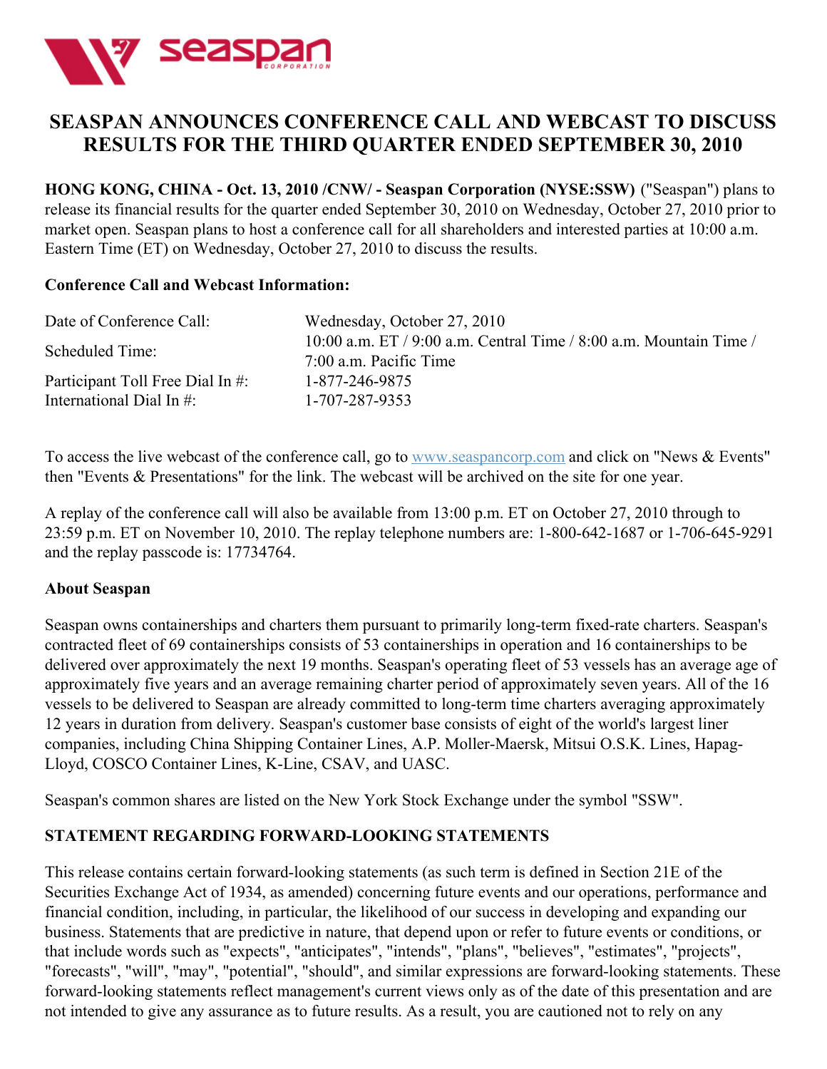# SEASPAN ANNOUNCES CONFERENCE CALL AND WEBCAST TO DISCUSS RESULTS FOR THE THIRD QUARTER ENDED SEPTEMBER 30, 2010

**HONG KONG, CHINA - Oct. 13, 2010 /CNW/ - Seaspan Corporation (NYSE:SSW)** ("Seaspan") plans to release its financial results for the quarter ended September 30, 2010 on Wednesday, October 27, 2010 prior to market open. Seaspan plans to host a conference call for all shareholders and interested parties at 10:00 a.m. Eastern Time (ET) on Wednesday, October 27, 2010 to discuss the results.

**Conference Call and Webcast Information:**

| | |
|---|---|
| Date of Conference Call: | Wednesday, October 27, 2010 |
| Scheduled Time: | 10:00 a.m. ET / 9:00 a.m. Central Time / 8:00 a.m. Mountain Time / 7:00 a.m. Pacific Time |
| Participant Toll Free Dial In #: | 1-877-246-9875 |
| International Dial In #: | 1-707-287-9353 |

To access the live webcast of the conference call, go to www.seaspancorp.com and click on "News & Events" then "Events & Presentations" for the link. The webcast will be archived on the site for one year.

A replay of the conference call will also be available from 13:00 p.m. ET on October 27, 2010 through to 23:59 p.m. ET on November 10, 2010. The replay telephone numbers are: 1-800-642-1687 or 1-706-645-9291 and the replay passcode is: 17734764.

**About Seaspan**

Seaspan owns containerships and charters them pursuant to primarily long-term fixed-rate charters. Seaspan's contracted fleet of 69 containerships consists of 53 containerships in operation and 16 containerships to be delivered over approximately the next 19 months. Seaspan's operating fleet of 53 vessels has an average age of approximately five years and an average remaining charter period of approximately seven years. All of the 16 vessels to be delivered to Seaspan are already committed to long-term time charters averaging approximately 12 years in duration from delivery. Seaspan's customer base consists of eight of the world's largest liner companies, including China Shipping Container Lines, A.P. Moller-Maersk, Mitsui O.S.K. Lines, Hapag-Lloyd, COSCO Container Lines, K-Line, CSAV, and UASC.

Seaspan's common shares are listed on the New York Stock Exchange under the symbol "SSW".

**STATEMENT REGARDING FORWARD-LOOKING STATEMENTS**

This release contains certain forward-looking statements (as such term is defined in Section 21E of the Securities Exchange Act of 1934, as amended) concerning future events and our operations, performance and financial condition, including, in particular, the likelihood of our success in developing and expanding our business. Statements that are predictive in nature, that depend upon or refer to future events or conditions, or that include words such as "expects", "anticipates", "intends", "plans", "believes", "estimates", "projects", "forecasts", "will", "may", "potential", "should", and similar expressions are forward-looking statements. These forward-looking statements reflect management's current views only as of the date of this presentation and are not intended to give any assurance as to future results. As a result, you are cautioned not to rely on any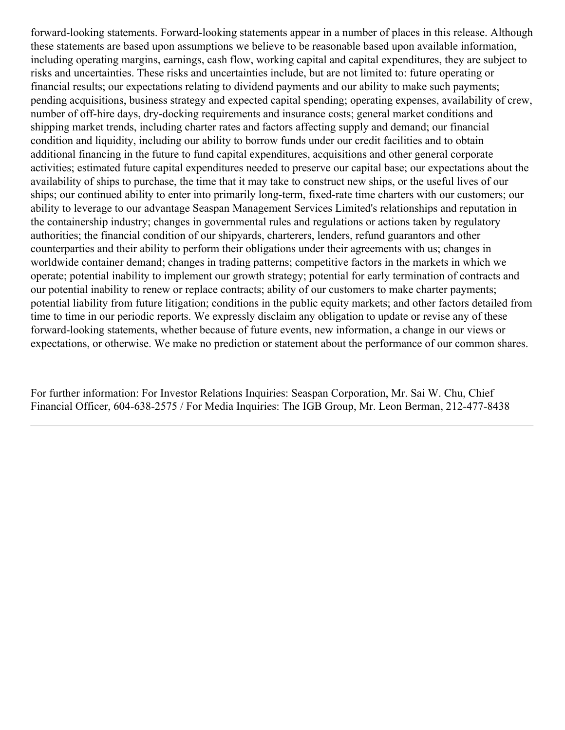forward-looking statements. Forward-looking statements appear in a number of places in this release. Although these statements are based upon assumptions we believe to be reasonable based upon available information, including operating margins, earnings, cash flow, working capital and capital expenditures, they are subject to risks and uncertainties. These risks and uncertainties include, but are not limited to: future operating or financial results; our expectations relating to dividend payments and our ability to make such payments; pending acquisitions, business strategy and expected capital spending; operating expenses, availability of crew, number of off-hire days, dry-docking requirements and insurance costs; general market conditions and shipping market trends, including charter rates and factors affecting supply and demand; our financial condition and liquidity, including our ability to borrow funds under our credit facilities and to obtain additional financing in the future to fund capital expenditures, acquisitions and other general corporate activities; estimated future capital expenditures needed to preserve our capital base; our expectations about the availability of ships to purchase, the time that it may take to construct new ships, or the useful lives of our ships; our continued ability to enter into primarily long-term, fixed-rate time charters with our customers; our ability to leverage to our advantage Seaspan Management Services Limited's relationships and reputation in the containership industry; changes in governmental rules and regulations or actions taken by regulatory authorities; the financial condition of our shipyards, charterers, lenders, refund guarantors and other counterparties and their ability to perform their obligations under their agreements with us; changes in worldwide container demand; changes in trading patterns; competitive factors in the markets in which we operate; potential inability to implement our growth strategy; potential for early termination of contracts and our potential inability to renew or replace contracts; ability of our customers to make charter payments; potential liability from future litigation; conditions in the public equity markets; and other factors detailed from time to time in our periodic reports. We expressly disclaim any obligation to update or revise any of these forward-looking statements, whether because of future events, new information, a change in our views or expectations, or otherwise. We make no prediction or statement about the performance of our common shares.

For further information: For Investor Relations Inquiries: Seaspan Corporation, Mr. Sai W. Chu, Chief Financial Officer, 604-638-2575 / For Media Inquiries: The IGB Group, Mr. Leon Berman, 212-477-8438